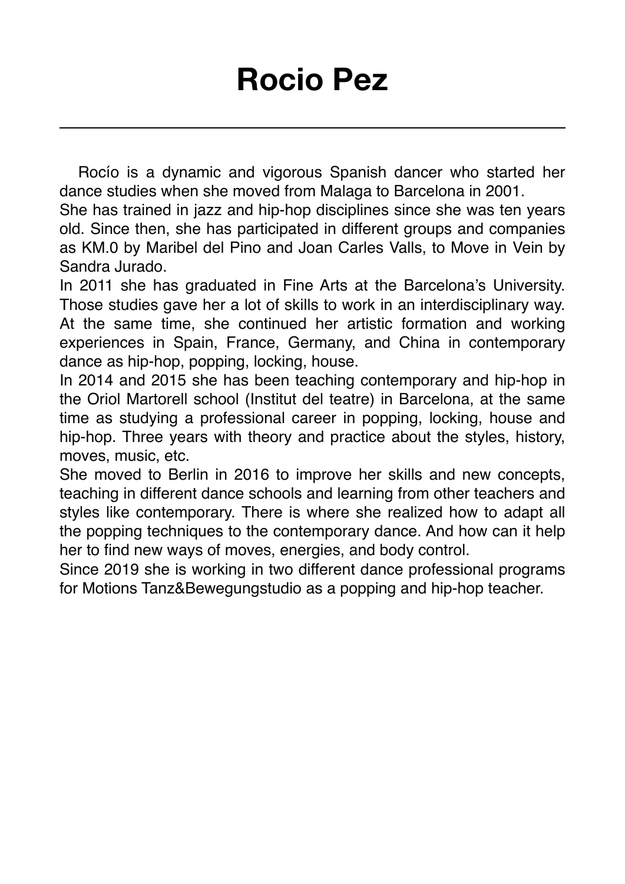# Rocio Pez

---

Rocío is a dynamic and vigorous Spanish dancer who started her dance studies when she moved from Malaga to Barcelona in 2001.
She has trained in jazz and hip-hop disciplines since she was ten years old. Since then, she has participated in different groups and companies as KM.0 by Maribel del Pino and Joan Carles Valls, to Move in Vein by Sandra Jurado.
In 2011 she has graduated in Fine Arts at the Barcelona's University. Those studies gave her a lot of skills to work in an interdisciplinary way. At the same time, she continued her artistic formation and working experiences in Spain, France, Germany, and China in contemporary dance as hip-hop, popping, locking, house.
In 2014 and 2015 she has been teaching contemporary and hip-hop in the Oriol Martorell school (Institut del teatre) in Barcelona, at the same time as studying a professional career in popping, locking, house and hip-hop. Three years with theory and practice about the styles, history, moves, music, etc.
She moved to Berlin in 2016 to improve her skills and new concepts, teaching in different dance schools and learning from other teachers and styles like contemporary. There is where she realized how to adapt all the popping techniques to the contemporary dance. And how can it help her to find new ways of moves, energies, and body control.
Since 2019 she is working in two different dance professional programs for Motions Tanz&Bewegungstudio as a popping and hip-hop teacher.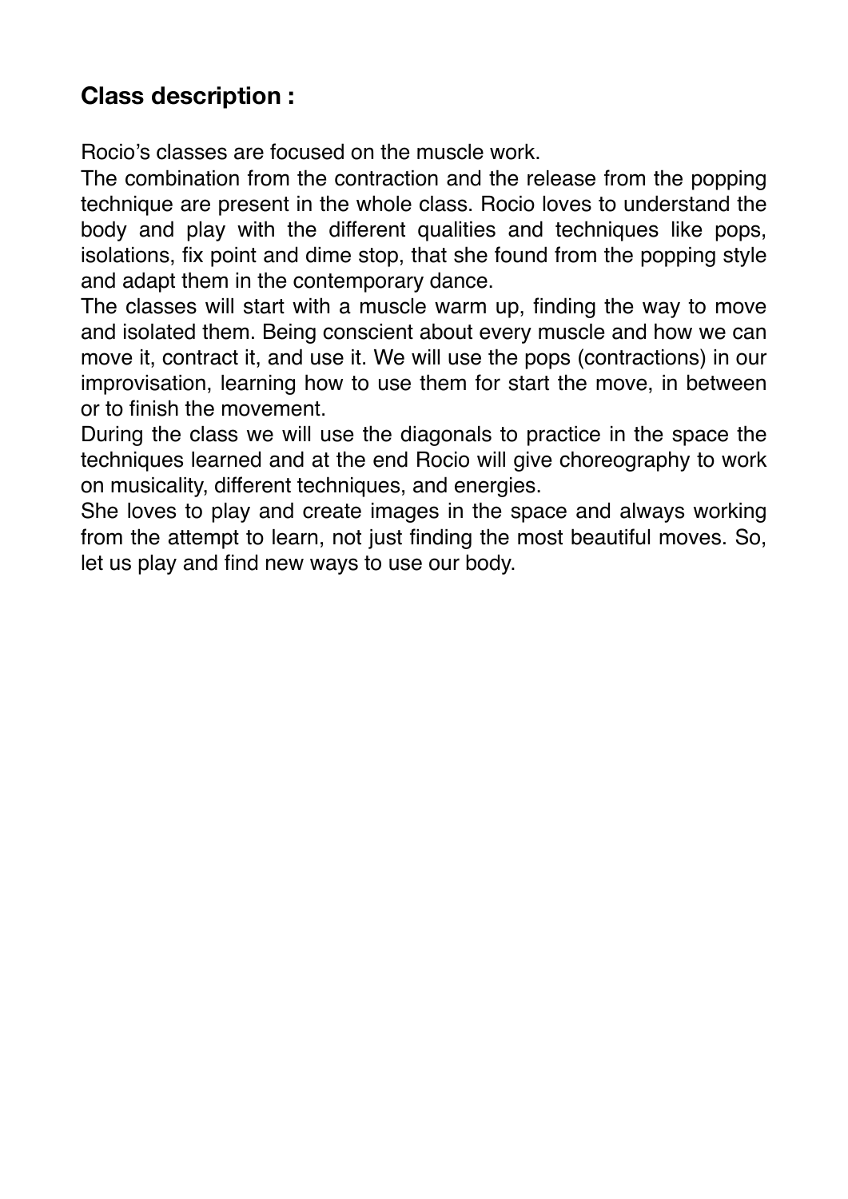## Class description :

Rocio's classes are focused on the muscle work.
The combination from the contraction and the release from the popping technique are present in the whole class. Rocio loves to understand the body and play with the different qualities and techniques like pops, isolations, fix point and dime stop, that she found from the popping style and adapt them in the contemporary dance.
The classes will start with a muscle warm up, finding the way to move and isolated them. Being conscient about every muscle and how we can move it, contract it, and use it. We will use the pops (contractions) in our improvisation, learning how to use them for start the move, in between or to finish the movement.
During the class we will use the diagonals to practice in the space the techniques learned and at the end Rocio will give choreography to work on musicality, different techniques, and energies.
She loves to play and create images in the space and always working from the attempt to learn, not just finding the most beautiful moves. So, let us play and find new ways to use our body.